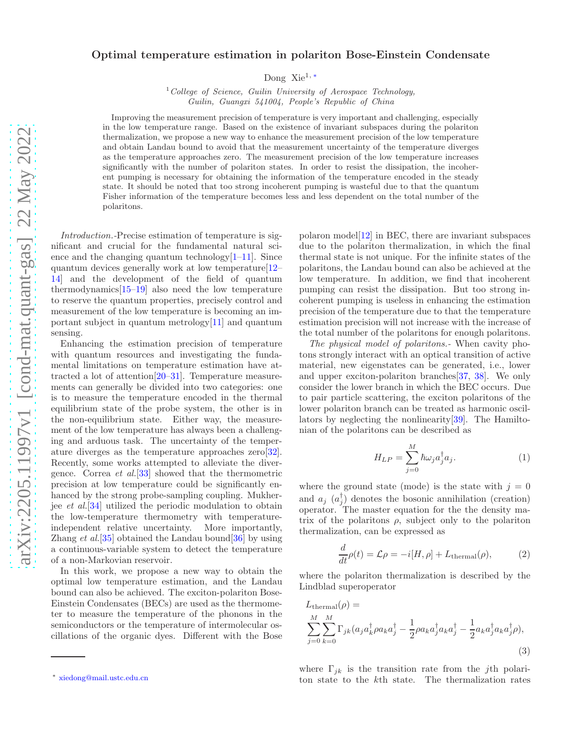# Optimal temperature estimation in polariton Bose-Einstein Condensate

Dong Xie[1,*]

[1] *College of Science, Guilin University of Aerospace Technology, Guilin, Guangxi 541004, People's Republic of China*

Improving the measurement precision of temperature is very important and challenging, especially in the low temperature range. Based on the existence of invariant subspaces during the polariton thermalization, we propose a new way to enhance the measurement precision of the low temperature and obtain Landau bound to avoid that the measurement uncertainty of the temperature diverges as the temperature approaches zero. The measurement precision of the low temperature increases significantly with the number of polariton states. In order to resist the dissipation, the incoherent pumping is necessary for obtaining the information of the temperature encoded in the steady state. It should be noted that too strong incoherent pumping is wasteful due to that the quantum Fisher information of the temperature becomes less and less dependent on the total number of the polaritons.

*Introduction.*-Precise estimation of temperature is significant and crucial for the fundamental natural science and the changing quantum technology[1–11]. Since quantum devices generally work at low temperature[12–14] and the development of the field of quantum thermodynamics[15–19] also need the low temperature to reserve the quantum properties, precisely control and measurement of the low temperature is becoming an important subject in quantum metrology[11] and quantum sensing.

Enhancing the estimation precision of temperature with quantum resources and investigating the fundamental limitations on temperature estimation have attracted a lot of attention[20–31]. Temperature measurements can generally be divided into two categories: one is to measure the temperature encoded in the thermal equilibrium state of the probe system, the other is in the non-equilibrium state. Either way, the measurement of the low temperature has always been a challenging and arduous task. The uncertainty of the temperature diverges as the temperature approaches zero[32]. Recently, some works attempted to alleviate the divergence. Correa *et al.*[33] showed that the thermometric precision at low temperature could be significantly enhanced by the strong probe-sampling coupling. Mukherjee *et al.*[34] utilized the periodic modulation to obtain the low-temperature thermometry with temperature-independent relative uncertainty. More importantly, Zhang *et al.*[35] obtained the Landau bound[36] by using a continuous-variable system to detect the temperature of a non-Markovian reservoir.

In this work, we propose a new way to obtain the optimal low temperature estimation, and the Landau bound can also be achieved. The exciton-polariton Bose-Einstein Condensates (BECs) are used as the thermometer to measure the temperature of the phonons in the semiconductors or the temperature of intermolecular oscillations of the organic dyes. Different with the Bose polaron model[12] in BEC, there are invariant subspaces due to the polariton thermalization, in which the final thermal state is not unique. For the infinite states of the polaritons, the Landau bound can also be achieved at the low temperature. In addition, we find that incoherent pumping can resist the dissipation. But too strong incoherent pumping is useless in enhancing the estimation precision of the temperature due to that the temperature estimation precision will not increase with the increase of the total number of the polaritons for enough polaritons.

*The physical model of polaritons.*- When cavity photons strongly interact with an optical transition of active material, new eigenstates can be generated, i.e., lower and upper exciton-polariton branches[37, 38]. We only consider the lower branch in which the BEC occurs. Due to pair particle scattering, the exciton polaritons of the lower polariton branch can be treated as harmonic oscillators by neglecting the nonlinearity[39]. The Hamiltonian of the polaritons can be described as

$$H_{LP} = \sum_{j=0}^{M} \hbar\omega_j a_j^\dagger a_j. \tag{1}$$

where the ground state (mode) is the state with $j = 0$ and $a_j$ ($a_j^\dagger$) denotes the bosonic annihilation (creation) operator. The master equation for the the density matrix of the polaritons $\rho$, subject only to the polariton thermalization, can be expressed as

$$\frac{d}{dt}\rho(t) = \mathcal{L}\rho = -i[H,\rho] + L_{\text{thermal}}(\rho), \tag{2}$$

where the polariton thermalization is described by the Lindblad superoperator

$$L_{\text{thermal}}(\rho) = \sum_{j=0}^{M}\sum_{k=0}^{M} \Gamma_{jk}(a_j a_k^\dagger \rho a_k a_j^\dagger - \frac{1}{2}\rho a_k a_j^\dagger a_k a_j^\dagger - \frac{1}{2} a_k a_j^\dagger a_k a_j^\dagger \rho), \tag{3}$$

where $\Gamma_{jk}$ is the transition rate from the $j$th polariton state to the $k$th state. The thermalization rates

[*] xiedong@mail.ustc.edu.cn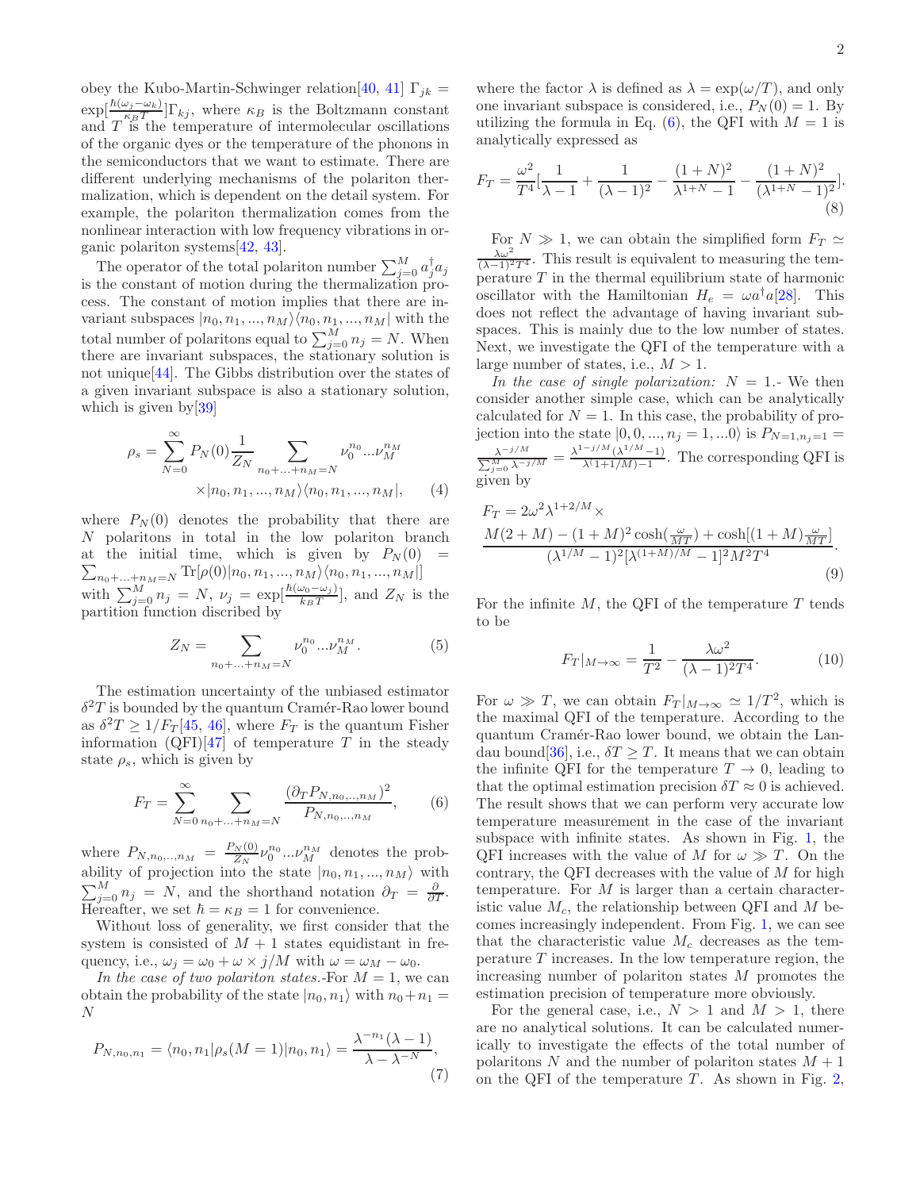obey the Kubo-Martin-Schwinger relation[40, 41] $\Gamma_{jk} = \exp[\frac{\hbar(\omega_j - \omega_k)}{\kappa_B T}]\Gamma_{kj}$, where $\kappa_B$ is the Boltzmann constant and $T$ is the temperature of intermolecular oscillations of the organic dyes or the temperature of the phonons in the semiconductors that we want to estimate. There are different underlying mechanisms of the polariton thermalization, which is dependent on the detail system. For example, the polariton thermalization comes from the nonlinear interaction with low frequency vibrations in organic polariton systems[42, 43].

The operator of the total polariton number $\sum_{j=0}^{M} a_j^\dagger a_j$ is the constant of motion during the thermalization process. The constant of motion implies that there are invariant subspaces $|n_0, n_1, ..., n_M\rangle\langle n_0, n_1, ..., n_M|$ with the total number of polaritons equal to $\sum_{j=0}^{M} n_j = N$. When there are invariant subspaces, the stationary solution is not unique[44]. The Gibbs distribution over the states of a given invariant subspace is also a stationary solution, which is given by[39]

$$\rho_s = \sum_{N=0}^{\infty} P_N(0)\frac{1}{Z_N}\sum_{n_0+...+n_M=N}\nu_0^{n_0}...\nu_M^{n_M} \times |n_0, n_1, ..., n_M\rangle\langle n_0, n_1, ..., n_M|, \quad (4)$$

where $P_N(0)$ denotes the probability that there are $N$ polaritons in total in the low polariton branch at the initial time, which is given by $P_N(0) = \sum_{n_0+...+n_M=N}\mathrm{Tr}[\rho(0)|n_0, n_1, ..., n_M\rangle\langle n_0, n_1, ..., n_M|]$ with $\sum_{j=0}^{M} n_j = N$, $\nu_j = \exp[\frac{\hbar(\omega_0-\omega_j)}{k_B T}]$, and $Z_N$ is the partition function discribed by

$$Z_N = \sum_{n_0+...+n_M=N}\nu_0^{n_0}...\nu_M^{n_M}. \quad (5)$$

The estimation uncertainty of the unbiased estimator $\delta^2 T$ is bounded by the quantum Cramér-Rao lower bound as $\delta^2 T \geq 1/F_T$[45, 46], where $F_T$ is the quantum Fisher information (QFI)[47] of temperature $T$ in the steady state $\rho_s$, which is given by

$$F_T = \sum_{N=0}^{\infty}\sum_{n_0+...+n_M=N}\frac{(\partial_T P_{N,n_0,..,n_M})^2}{P_{N,n_0,..,n_M}}, \quad (6)$$

where $P_{N,n_0,...,n_M} = \frac{P_N(0)}{Z_N}\nu_0^{n_0}...\nu_M^{n_M}$ denotes the probability of projection into the state $|n_0, n_1, ..., n_M\rangle$ with $\sum_{j=0}^{M} n_j = N$, and the shorthand notation $\partial_T = \frac{\partial}{\partial T}$. Hereafter, we set $\hbar = \kappa_B = 1$ for convenience.

Without loss of generality, we first consider that the system is consisted of $M+1$ states equidistant in frequency, i.e., $\omega_j = \omega_0 + \omega \times j/M$ with $\omega = \omega_M - \omega_0$.

*In the case of two polariton states.*-For $M = 1$, we can obtain the probability of the state $|n_0, n_1\rangle$ with $n_0 + n_1 = N$

$$P_{N,n_0,n_1} = \langle n_0, n_1|\rho_s(M=1)|n_0, n_1\rangle = \frac{\lambda^{-n_1}(\lambda - 1)}{\lambda - \lambda^{-N}}, \quad (7)$$

where the factor $\lambda$ is defined as $\lambda = \exp(\omega/T)$, and only one invariant subspace is considered, i.e., $P_N(0) = 1$. By utilizing the formula in Eq. (6), the QFI with $M = 1$ is analytically expressed as

$$F_T = \frac{\omega^2}{T^4}[\frac{1}{\lambda - 1} + \frac{1}{(\lambda-1)^2} - \frac{(1+N)^2}{\lambda^{1+N} - 1} - \frac{(1+N)^2}{(\lambda^{1+N} - 1)^2}]. \quad (8)$$

For $N \gg 1$, we can obtain the simplified form $F_T \simeq \frac{\lambda\omega^2}{(\lambda-1)^2 T^4}$. This result is equivalent to measuring the temperature $T$ in the thermal equilibrium state of harmonic oscillator with the Hamiltonian $H_e = \omega a^\dagger a$[28]. This does not reflect the advantage of having invariant subspaces. This is mainly due to the low number of states. Next, we investigate the QFI of the temperature with a large number of states, i.e., $M > 1$.

*In the case of single polarization: $N = 1$.*- We then consider another simple case, which can be analytically calculated for $N = 1$. In this case, the probability of projection into the state $|0, 0, ..., n_j = 1, ...0\rangle$ is $P_{N=1,n_j=1} = \frac{\lambda^{-j/M}}{\sum_{j=0}^{M}\lambda^{-j/M}} = \frac{\lambda^{1-j/M}(\lambda^{1/M}-1)}{\lambda^(1+1/M) - 1}$. The corresponding QFI is given by

$$F_T = 2\omega^2\lambda^{1+2/M} \times \frac{M(2+M) - (1+M)^2\cosh(\frac{\omega}{MT}) + \cosh[(1+M)\frac{\omega}{MT}]}{(\lambda^{1/M}-1)^2[\lambda^{(1+M)/M} - 1]^2 M^2 T^4}. \quad (9)$$

For the infinite $M$, the QFI of the temperature $T$ tends to be

$$F_T|_{M\to\infty} = \frac{1}{T^2} - \frac{\lambda\omega^2}{(\lambda-1)^2 T^4}. \quad (10)$$

For $\omega \gg T$, we can obtain $F_T|_{M\to\infty} \simeq 1/T^2$, which is the maximal QFI of the temperature. According to the quantum Cramér-Rao lower bound, we obtain the Landau bound[36], i.e., $\delta T \geq T$. It means that we can obtain the infinite QFI for the temperature $T \to 0$, leading to that the optimal estimation precision $\delta T \approx 0$ is achieved. The result shows that we can perform very accurate low temperature measurement in the case of the invariant subspace with infinite states. As shown in Fig. 1, the QFI increases with the value of $M$ for $\omega \gg T$. On the contrary, the QFI decreases with the value of $M$ for high temperature. For $M$ is larger than a certain characteristic value $M_c$, the relationship between QFI and $M$ becomes increasingly independent. From Fig. 1, we can see that the characteristic value $M_c$ decreases as the temperature $T$ increases. In the low temperature region, the increasing number of polariton states $M$ promotes the estimation precision of temperature more obviously.

For the general case, i.e., $N > 1$ and $M > 1$, there are no analytical solutions. It can be calculated numerically to investigate the effects of the total number of polaritons $N$ and the number of polariton states $M+1$ on the QFI of the temperature $T$. As shown in Fig. 2,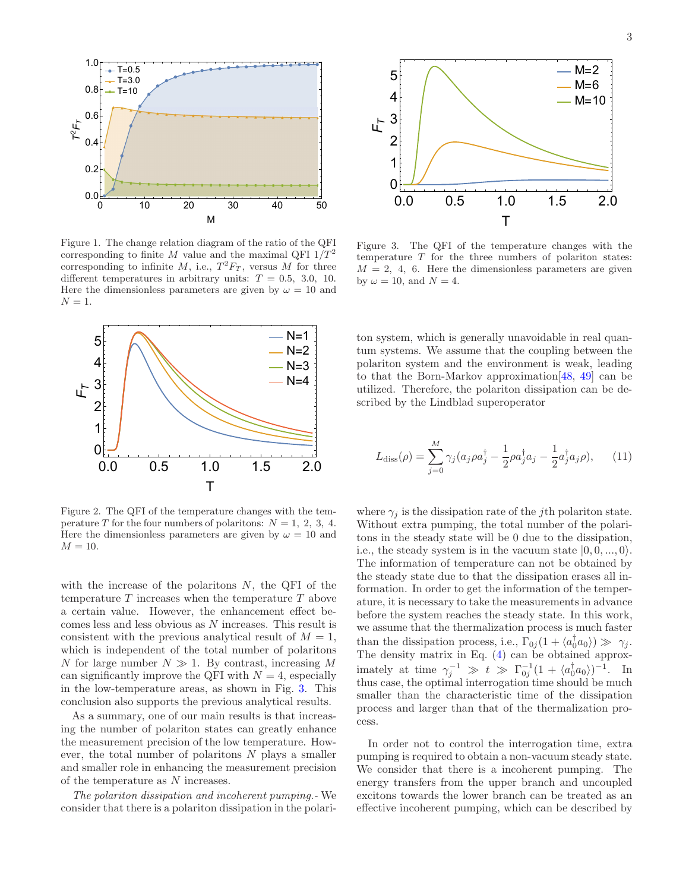Figure 1. The change relation diagram of the ratio of the QFI corresponding to finite $M$ value and the maximal QFI $1/T^2$ corresponding to infinite $M$, i.e., $T^2F_T$, versus $M$ for three different temperatures in arbitrary units: $T = 0.5,\ 3.0,\ 10$. Here the dimensionless parameters are given by $\omega = 10$ and $N = 1$.

Figure 2. The QFI of the temperature changes with the temperature $T$ for the four numbers of polaritons: $N = 1,\ 2,\ 3,\ 4$. Here the dimensionless parameters are given by $\omega = 10$ and $M = 10$.

with the increase of the polaritons $N$, the QFI of the temperature $T$ increases when the temperature $T$ above a certain value. However, the enhancement effect becomes less and less obvious as $N$ increases. This result is consistent with the previous analytical result of $M = 1$, which is independent of the total number of polaritons $N$ for large number $N \gg 1$. By contrast, increasing $M$ can significantly improve the QFI with $N = 4$, especially in the low-temperature areas, as shown in Fig. 3. This conclusion also supports the previous analytical results.

As a summary, one of our main results is that increasing the number of polariton states can greatly enhance the measurement precision of the low temperature. However, the total number of polaritons $N$ plays a smaller and smaller role in enhancing the measurement precision of the temperature as $N$ increases.

*The polariton dissipation and incoherent pumping.-* We consider that there is a polariton dissipation in the polariton system, which is generally unavoidable in real quantum systems. We assume that the coupling between the polariton system and the environment is weak, leading to that the Born-Markov approximation[48, 49] can be utilized. Therefore, the polariton dissipation can be described by the Lindblad superoperator

$$L_{\text{diss}}(\rho) = \sum_{j=0}^{M} \gamma_j (a_j \rho a_j^\dagger - \frac{1}{2}\rho a_j^\dagger a_j - \frac{1}{2} a_j^\dagger a_j \rho), \qquad (11)$$

where $\gamma_j$ is the dissipation rate of the $j$th polariton state. Without extra pumping, the total number of the polaritons in the steady state will be 0 due to the dissipation, i.e., the steady system is in the vacuum state $|0, 0, ..., 0\rangle$. The information of temperature can not be obtained by the steady state due to that the dissipation erases all information. In order to get the information of the temperature, it is necessary to take the measurements in advance before the system reaches the steady state. In this work, we assume that the thermalization process is much faster than the dissipation process, i.e., $\Gamma_{0j}(1 + \langle a_0^\dagger a_0\rangle) \gg \gamma_j$. The density matrix in Eq. (4) can be obtained approximately at time $\gamma_j^{-1} \gg t \gg \Gamma_{0j}^{-1}(1 + \langle a_0^\dagger a_0\rangle)^{-1}$. In thus case, the optimal interrogation time should be much smaller than the characteristic time of the dissipation process and larger than that of the thermalization process.

Figure 3. The QFI of the temperature changes with the temperature $T$ for the three numbers of polariton states: $M = 2,\ 4,\ 6$. Here the dimensionless parameters are given by $\omega = 10$, and $N = 4$.

In order not to control the interrogation time, extra pumping is required to obtain a non-vacuum steady state. We consider that there is a incoherent pumping. The energy transfers from the upper branch and uncoupled excitons towards the lower branch can be treated as an effective incoherent pumping, which can be described by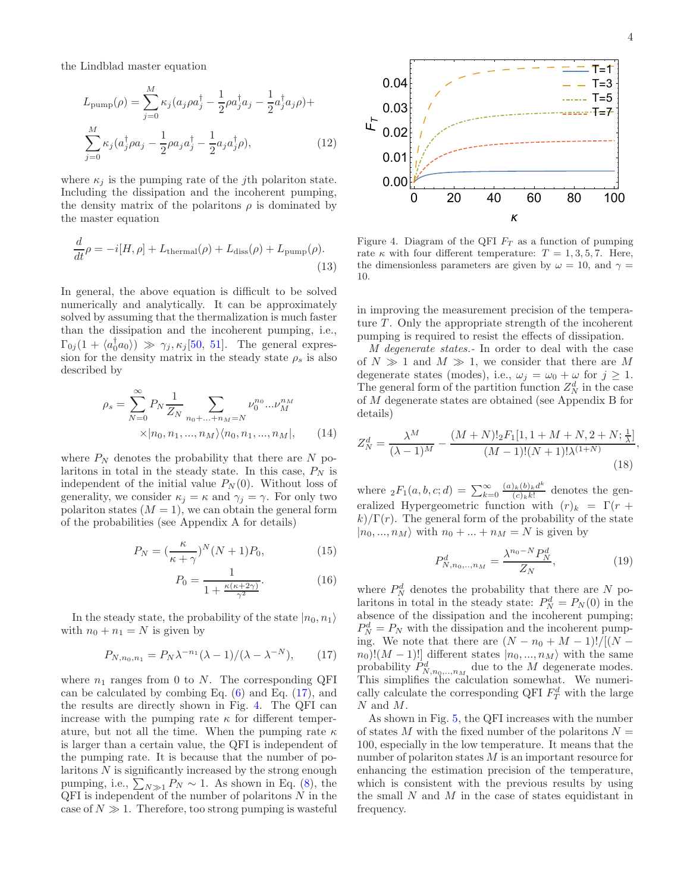the Lindblad master equation

$$
\begin{aligned}
L_{\text{pump}}(\rho) = &\sum_{j=0}^{M} \kappa_j (a_j \rho a_j^\dagger - \frac{1}{2}\rho a_j^\dagger a_j - \frac{1}{2} a_j^\dagger a_j \rho) + \\
&\sum_{j=0}^{M} \kappa_j (a_j^\dagger \rho a_j - \frac{1}{2}\rho a_j a_j^\dagger - \frac{1}{2} a_j a_j^\dagger \rho),
\end{aligned} \tag{12}
$$

where $\kappa_j$ is the pumping rate of the $j$th polariton state. Including the dissipation and the incoherent pumping, the density matrix of the polaritons $\rho$ is dominated by the master equation

$$
\frac{d}{dt}\rho = -i[H, \rho] + L_{\text{thermal}}(\rho) + L_{\text{diss}}(\rho) + L_{\text{pump}}(\rho). \tag{13}
$$

In general, the above equation is difficult to be solved numerically and analytically. It can be approximately solved by assuming that the thermalization is much faster than the dissipation and the incoherent pumping, i.e., $\Gamma_{0j}(1 + \langle a_0^\dagger a_0 \rangle) \gg \gamma_j, \kappa_j$[50, 51]. The general expression for the density matrix in the steady state $\rho_s$ is also described by

$$
\begin{aligned}
\rho_s = &\sum_{N=0}^{\infty} P_N \frac{1}{Z_N} \sum_{n_0+...+n_M=N} \nu_0^{n_0} ... \nu_M^{n_M} \\
&\times |n_0, n_1, ..., n_M\rangle\langle n_0, n_1, ..., n_M|,
\end{aligned} \tag{14}
$$

where $P_N$ denotes the probability that there are $N$ polaritons in total in the steady state. In this case, $P_N$ is independent of the initial value $P_N(0)$. Without loss of generality, we consider $\kappa_j = \kappa$ and $\gamma_j = \gamma$. For only two polariton states ($M = 1$), we can obtain the general form of the probabilities (see Appendix A for details)

$$
P_N = (\frac{\kappa}{\kappa+\gamma})^N (N+1) P_0, \tag{15}
$$

$$
P_0 = \frac{1}{1 + \frac{\kappa(\kappa+2\gamma)}{\gamma^2}}. \tag{16}
$$

In the steady state, the probability of the state $|n_0, n_1\rangle$ with $n_0 + n_1 = N$ is given by

$$
P_{N,n_0,n_1} = P_N \lambda^{-n_1} (\lambda - 1)/(\lambda - \lambda^{-N}), \tag{17}
$$

where $n_1$ ranges from 0 to $N$. The corresponding QFI can be calculated by combing Eq. (6) and Eq. (17), and the results are directly shown in Fig. 4. The QFI can increase with the pumping rate $\kappa$ for different temperature, but not all the time. When the pumping rate $\kappa$ is larger than a certain value, the QFI is independent of the pumping rate. It is because that the number of polaritons $N$ is significantly increased by the strong enough pumping, i.e., $\sum_{N \gg 1} P_N \sim 1$. As shown in Eq. (8), the QFI is independent of the number of polaritons $N$ in the case of $N \gg 1$. Therefore, too strong pumping is wasteful in improving the measurement precision of the temperature $T$. Only the appropriate strength of the incoherent pumping is required to resist the effects of dissipation.

Figure 4. Diagram of the QFI $F_T$ as a function of pumping rate $\kappa$ with four different temperature: $T = 1, 3, 5, 7$. Here, the dimensionless parameters are given by $\omega = 10$, and $\gamma = 10$.

*M degenerate states.*- In order to deal with the case of $N \gg 1$ and $M \gg 1$, we consider that there are $M$ degenerate states (modes), i.e., $\omega_j = \omega_0 + \omega$ for $j \geq 1$. The general form of the partition function $Z_N^d$ in the case of $M$ degenerate states are obtained (see Appendix B for details)

$$
Z_N^d = \frac{\lambda^M}{(\lambda-1)^M} - \frac{(M+N)!\,{}_2F_1[1, 1+M+N, 2+N; \frac{1}{\lambda}]}{(M-1)!(N+1)!\lambda^{(1+N)}}, \tag{18}
$$

where ${}_2F_1(a, b, c; d) = \sum_{k=0}^{\infty} \frac{(a)_k (b)_k d^k}{(c)_k k!}$ denotes the generalized Hypergeometric function with $(r)_k = \Gamma(r + k)/\Gamma(r)$. The general form of the probability of the state $|n_0, ..., n_M\rangle$ with $n_0 + ... + n_M = N$ is given by

$$
P_{N,n_0,...,n_M}^d = \frac{\lambda^{n_0 - N} P_N^d}{Z_N}, \tag{19}
$$

where $P_N^d$ denotes the probability that there are $N$ polaritons in total in the steady state: $P_N^d = P_N(0)$ in the absence of the dissipation and the incoherent pumping; $P_N^d = P_N$ with the dissipation and the incoherent pumping. We note that there are $(N - n_0 + M - 1)!/[(N - n_0)!(M-1)!]$ different states $|n_0, ..., n_M\rangle$ with the same probability $P_{N,n_0,...,n_M}^d$ due to the $M$ degenerate modes. This simplifies the calculation somewhat. We numerically calculate the corresponding QFI $F_T^d$ with the large $N$ and $M$.

As shown in Fig. 5, the QFI increases with the number of states $M$ with the fixed number of the polaritons $N = 100$, especially in the low temperature. It means that the number of polariton states $M$ is an important resource for enhancing the estimation precision of the temperature, which is consistent with the previous results by using the small $N$ and $M$ in the case of states equidistant in frequency.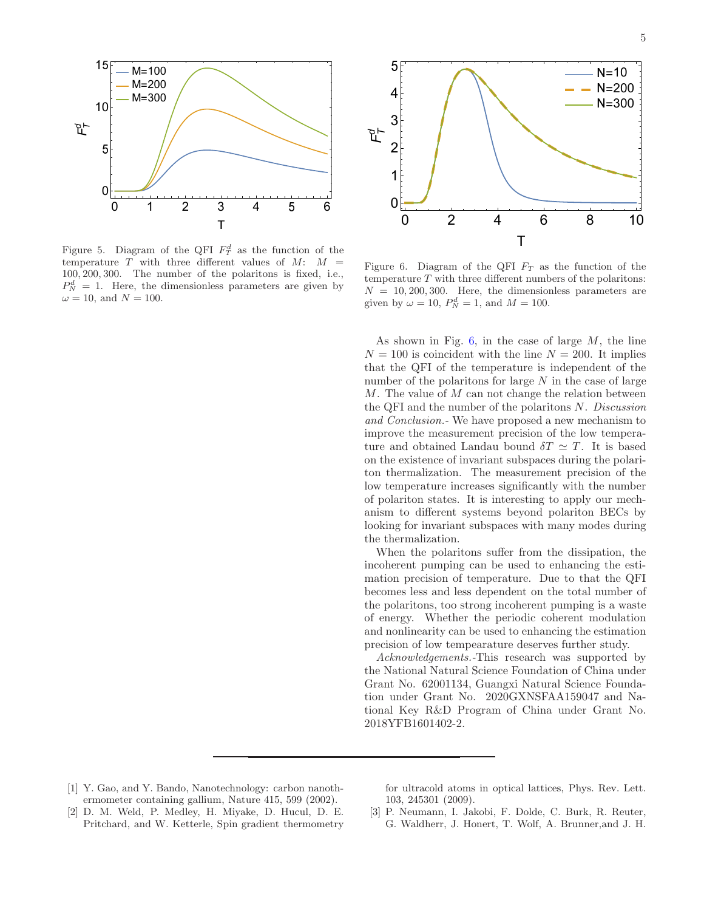Figure 5. Diagram of the QFI $F_T^d$ as the function of the temperature $T$ with three different values of $M$: $M = 100, 200, 300$. The number of the polaritons is fixed, i.e., $P_N^d = 1$. Here, the dimensionless parameters are given by $\omega = 10$, and $N = 100$.

Figure 6. Diagram of the QFI $F_T$ as the function of the temperature $T$ with three different numbers of the polaritons: $N = 10, 200, 300$. Here, the dimensionless parameters are given by $\omega = 10$, $P_N^d = 1$, and $M = 100$.

As shown in Fig. 6, in the case of large $M$, the line $N = 100$ is coincident with the line $N = 200$. It implies that the QFI of the temperature is independent of the number of the polaritons for large $N$ in the case of large $M$. The value of $M$ can not change the relation between the QFI and the number of the polaritons $N$. *Discussion and Conclusion.*- We have proposed a new mechanism to improve the measurement precision of the low temperature and obtained Landau bound $\delta T \simeq T$. It is based on the existence of invariant subspaces during the polariton thermalization. The measurement precision of the low temperature increases significantly with the number of polariton states. It is interesting to apply our mechanism to different systems beyond polariton BECs by looking for invariant subspaces with many modes during the thermalization.

When the polaritons suffer from the dissipation, the incoherent pumping can be used to enhancing the estimation precision of temperature. Due to that the QFI becomes less and less dependent on the total number of the polaritons, too strong incoherent pumping is a waste of energy. Whether the periodic coherent modulation and nonlinearity can be used to enhancing the estimation precision of low tempearature deserves further study.

*Acknowledgements.*-This research was supported by the National Natural Science Foundation of China under Grant No. 62001134, Guangxi Natural Science Foundation under Grant No. 2020GXNSFAA159047 and National Key R&D Program of China under Grant No. 2018YFB1601402-2.

---

[1] Y. Gao, and Y. Bando, Nanotechnology: carbon nanothermometer containing gallium, Nature 415, 599 (2002).

[2] D. M. Weld, P. Medley, H. Miyake, D. Hucul, D. E. Pritchard, and W. Ketterle, Spin gradient thermometry for ultracold atoms in optical lattices, Phys. Rev. Lett. 103, 245301 (2009).

[3] P. Neumann, I. Jakobi, F. Dolde, C. Burk, R. Reuter, G. Waldherr, J. Honert, T. Wolf, A. Brunner,and J. H.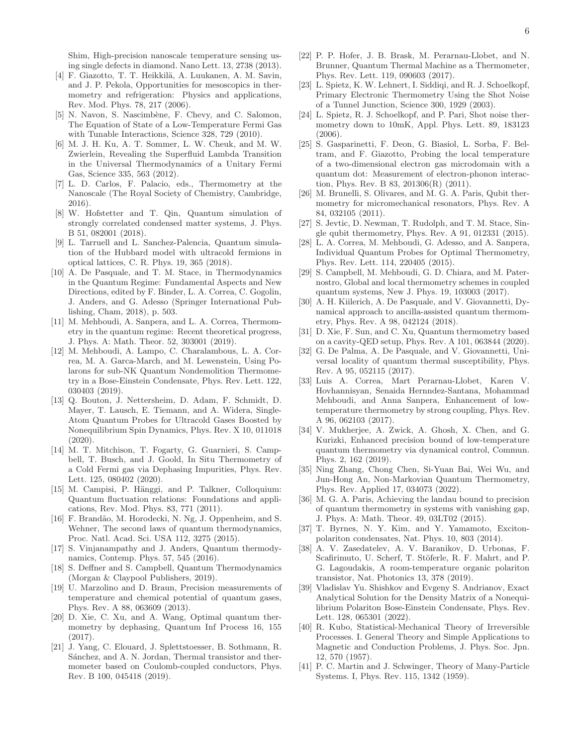Shim, High-precision nanoscale temperature sensing using single defects in diamond. Nano Lett. 13, 2738 (2013).

[4] F. Giazotto, T. T. Heikkilä, A. Luukanen, A. M. Savin, and J. P. Pekola, Opportunities for mesoscopics in thermometry and refrigeration: Physics and applications, Rev. Mod. Phys. 78, 217 (2006).

[5] N. Navon, S. Nascimbène, F. Chevy, and C. Salomon, The Equation of State of a Low-Temperature Fermi Gas with Tunable Interactions, Science 328, 729 (2010).

[6] M. J. H. Ku, A. T. Sommer, L. W. Cheuk, and M. W. Zwierlein, Revealing the Superfluid Lambda Transition in the Universal Thermodynamics of a Unitary Fermi Gas, Science 335, 563 (2012).

[7] L. D. Carlos, F. Palacio, eds., Thermometry at the Nanoscale (The Royal Society of Chemistry, Cambridge, 2016).

[8] W. Hofstetter and T. Qin, Quantum simulation of strongly correlated condensed matter systems, J. Phys. B 51, 082001 (2018).

[9] L. Tarruell and L. Sanchez-Palencia, Quantum simulation of the Hubbard model with ultracold fermions in optical lattices, C. R. Phys. 19, 365 (2018).

[10] A. De Pasquale, and T. M. Stace, in Thermodynamics in the Quantum Regime: Fundamental Aspects and New Directions, edited by F. Binder, L. A. Correa, C. Gogolin, J. Anders, and G. Adesso (Springer International Publishing, Cham, 2018), p. 503.

[11] M. Mehboudi, A. Sanpera, and L. A. Correa, Thermometry in the quantum regime: Recent theoretical progress, J. Phys. A: Math. Theor. 52, 303001 (2019).

[12] M. Mehboudi, A. Lampo, C. Charalambous, L. A. Correa, M. A. Garca-March, and M. Lewenstein, Using Polarons for sub-NK Quantum Nondemolition Thermometry in a Bose-Einstein Condensate, Phys. Rev. Lett. 122, 030403 (2019).

[13] Q. Bouton, J. Nettersheim, D. Adam, F. Schmidt, D. Mayer, T. Lausch, E. Tiemann, and A. Widera, Single-Atom Quantum Probes for Ultracold Gases Boosted by Nonequilibrium Spin Dynamics, Phys. Rev. X 10, 011018 (2020).

[14] M. T. Mitchison, T. Fogarty, G. Guarnieri, S. Campbell, T. Busch, and J. Goold, In Situ Thermometry of a Cold Fermi gas via Dephasing Impurities, Phys. Rev. Lett. 125, 080402 (2020).

[15] M. Campisi, P. Hänggi, and P. Talkner, Colloquium: Quantum fluctuation relations: Foundations and applications, Rev. Mod. Phys. 83, 771 (2011).

[16] F. Brandão, M. Horodecki, N. Ng, J. Oppenheim, and S. Wehner, The second laws of quantum thermodynamics, Proc. Natl. Acad. Sci. USA 112, 3275 (2015).

[17] S. Vinjanampathy and J. Anders, Quantum thermodynamics, Contemp. Phys. 57, 545 (2016).

[18] S. Deffner and S. Campbell, Quantum Thermodynamics (Morgan & Claypool Publishers, 2019).

[19] U. Marzolino and D. Braun, Precision measurements of temperature and chemical potential of quantum gases, Phys. Rev. A 88, 063609 (2013).

[20] D. Xie, C. Xu, and A. Wang, Optimal quantum thermometry by dephasing, Quantum Inf Process 16, 155 (2017).

[21] J. Yang, C. Elouard, J. Splettstoesser, B. Sothmann, R. Sánchez, and A. N. Jordan, Thermal transistor and thermometer based on Coulomb-coupled conductors, Phys. Rev. B 100, 045418 (2019).

[22] P. P. Hofer, J. B. Brask, M. Perarnau-Llobet, and N. Brunner, Quantum Thermal Machine as a Thermometer, Phys. Rev. Lett. 119, 090603 (2017).

[23] L. Spietz, K. W. Lehnert, I. Siddiqi, and R. J. Schoelkopf, Primary Electronic Thermometry Using the Shot Noise of a Tunnel Junction, Science 300, 1929 (2003).

[24] L. Spietz, R. J. Schoelkopf, and P. Pari, Shot noise thermometry down to 10mK, Appl. Phys. Lett. 89, 183123 (2006).

[25] S. Gasparinetti, F. Deon, G. Biasiol, L. Sorba, F. Beltram, and F. Giazotto, Probing the local temperature of a two-dimensional electron gas microdomain with a quantum dot: Measurement of electron-phonon interaction, Phys. Rev. B 83, 201306(R) (2011).

[26] M. Brunelli, S. Olivares, and M. G. A. Paris, Qubit thermometry for micromechanical resonators, Phys. Rev. A 84, 032105 (2011).

[27] S. Jevtic, D. Newman, T. Rudolph, and T. M. Stace, Single qubit thermometry, Phys. Rev. A 91, 012331 (2015).

[28] L. A. Correa, M. Mehboudi, G. Adesso, and A. Sanpera, Individual Quantum Probes for Optimal Thermometry, Phys. Rev. Lett. 114, 220405 (2015).

[29] S. Campbell, M. Mehboudi, G. D. Chiara, and M. Paternostro, Global and local thermometry schemes in coupled quantum systems, New J. Phys. 19, 103003 (2017).

[30] A. H. Kiilerich, A. De Pasquale, and V. Giovannetti, Dynamical approach to ancilla-assisted quantum thermometry, Phys. Rev. A 98, 042124 (2018).

[31] D. Xie, F. Sun, and C. Xu, Quantum thermometry based on a cavity-QED setup, Phys. Rev. A 101, 063844 (2020).

[32] G. De Palma, A. De Pasquale, and V. Giovannetti, Universal locality of quantum thermal susceptibility, Phys. Rev. A 95, 052115 (2017).

[33] Luis A. Correa, Mart Perarnau-Llobet, Karen V. Hovhannisyan, Senaida Hernndez-Santana, Mohammad Mehboudi, and Anna Sanpera, Enhancement of low-temperature thermometry by strong coupling, Phys. Rev. A 96, 062103 (2017).

[34] V. Mukherjee, A. Zwick, A. Ghosh, X. Chen, and G. Kurizki, Enhanced precision bound of low-temperature quantum thermometry via dynamical control, Commun. Phys. 2, 162 (2019).

[35] Ning Zhang, Chong Chen, Si-Yuan Bai, Wei Wu, and Jun-Hong An, Non-Markovian Quantum Thermometry, Phys. Rev. Applied 17, 034073 (2022).

[36] M. G. A. Paris, Achieving the landau bound to precision of quantum thermometry in systems with vanishing gap, J. Phys. A: Math. Theor. 49, 03LT02 (2015).

[37] T. Byrnes, N. Y. Kim, and Y. Yamamoto, Exciton-polariton condensates, Nat. Phys. 10, 803 (2014).

[38] A. V. Zasedatelev, A. V. Baranikov, D. Urbonas, F. Scafirimuto, U. Scherf, T. Stöferle, R. F. Mahrt, and P. G. Lagoudakis, A room-temperature organic polariton transistor, Nat. Photonics 13, 378 (2019).

[39] Vladislav Yu. Shishkov and Evgeny S. Andrianov, Exact Analytical Solution for the Density Matrix of a Nonequilibrium Polariton Bose-Einstein Condensate, Phys. Rev. Lett. 128, 065301 (2022).

[40] R. Kubo, Statistical-Mechanical Theory of Irreversible Processes. I. General Theory and Simple Applications to Magnetic and Conduction Problems, J. Phys. Soc. Jpn. 12, 570 (1957).

[41] P. C. Martin and J. Schwinger, Theory of Many-Particle Systems. I, Phys. Rev. 115, 1342 (1959).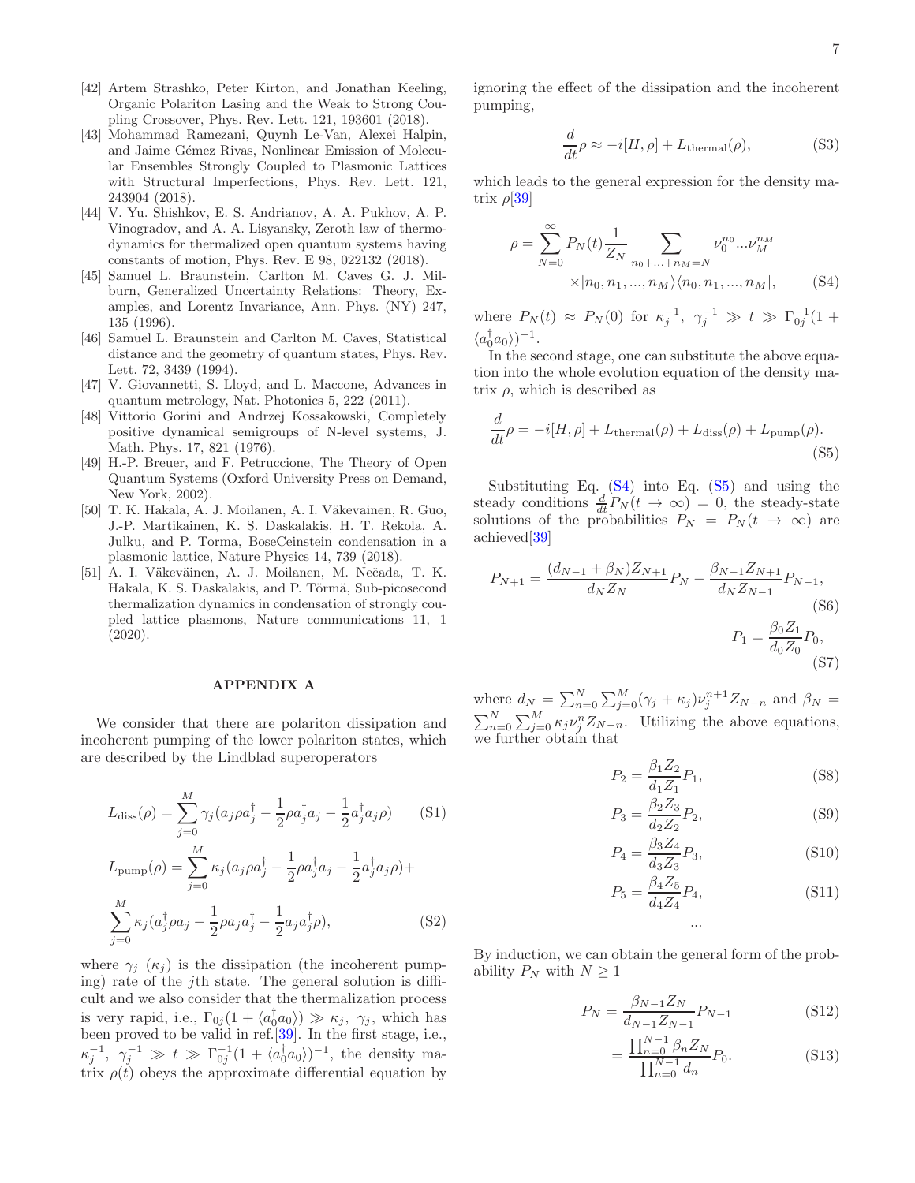[42] Artem Strashko, Peter Kirton, and Jonathan Keeling, Organic Polariton Lasing and the Weak to Strong Coupling Crossover, Phys. Rev. Lett. 121, 193601 (2018).

[43] Mohammad Ramezani, Quynh Le-Van, Alexei Halpin, and Jaime Gémez Rivas, Nonlinear Emission of Molecular Ensembles Strongly Coupled to Plasmonic Lattices with Structural Imperfections, Phys. Rev. Lett. 121, 243904 (2018).

[44] V. Yu. Shishkov, E. S. Andrianov, A. A. Pukhov, A. P. Vinogradov, and A. A. Lisyansky, Zeroth law of thermodynamics for thermalized open quantum systems having constants of motion, Phys. Rev. E 98, 022132 (2018).

[45] Samuel L. Braunstein, Carlton M. Caves G. J. Milburn, Generalized Uncertainty Relations: Theory, Examples, and Lorentz Invariance, Ann. Phys. (NY) 247, 135 (1996).

[46] Samuel L. Braunstein and Carlton M. Caves, Statistical distance and the geometry of quantum states, Phys. Rev. Lett. 72, 3439 (1994).

[47] V. Giovannetti, S. Lloyd, and L. Maccone, Advances in quantum metrology, Nat. Photonics 5, 222 (2011).

[48] Vittorio Gorini and Andrzej Kossakowski, Completely positive dynamical semigroups of N-level systems, J. Math. Phys. 17, 821 (1976).

[49] H.-P. Breuer, and F. Petruccione, The Theory of Open Quantum Systems (Oxford University Press on Demand, New York, 2002).

[50] T. K. Hakala, A. J. Moilanen, A. I. Väkevainen, R. Guo, J.-P. Martikainen, K. S. Daskalakis, H. T. Rekola, A. Julku, and P. Torma, BoseCeinstein condensation in a plasmonic lattice, Nature Physics 14, 739 (2018).

[51] A. I. Väkeväinen, A. J. Moilanen, M. Nečada, T. K. Hakala, K. S. Daskalakis, and P. Törmä, Sub-picosecond thermalization dynamics in condensation of strongly coupled lattice plasmons, Nature communications 11, 1 (2020).

## APPENDIX A

We consider that there are polariton dissipation and incoherent pumping of the lower polariton states, which are described by the Lindblad superoperators

$$L_{\rm diss}(\rho) = \sum_{j=0}^{M} \gamma_j (a_j \rho a_j^\dagger - \frac{1}{2}\rho a_j^\dagger a_j - \frac{1}{2} a_j^\dagger a_j \rho) \qquad \text{(S1)}$$

$$L_{\rm pump}(\rho) = \sum_{j=0}^{M} \kappa_j (a_j \rho a_j^\dagger - \frac{1}{2}\rho a_j^\dagger a_j - \frac{1}{2} a_j^\dagger a_j \rho) + \sum_{j=0}^{M} \kappa_j (a_j^\dagger \rho a_j - \frac{1}{2}\rho a_j a_j^\dagger - \frac{1}{2} a_j a_j^\dagger \rho), \qquad \text{(S2)}$$

where $\gamma_j$ ($\kappa_j$) is the dissipation (the incoherent pumping) rate of the $j$th state. The general solution is difficult and we also consider that the thermalization process is very rapid, i.e., $\Gamma_{0j}(1 + \langle a_0^\dagger a_0 \rangle) \gg \kappa_j,\ \gamma_j$, which has been proved to be valid in ref.[39]. In the first stage, i.e., $\kappa_j^{-1},\ \gamma_j^{-1} \gg t \gg \Gamma_{0j}^{-1}(1 + \langle a_0^\dagger a_0 \rangle)^{-1}$, the density matrix $\rho(t)$ obeys the approximate differential equation by ignoring the effect of the dissipation and the incoherent pumping,

$$\frac{d}{dt}\rho \approx -i[H,\rho] + L_{\rm thermal}(\rho), \qquad \text{(S3)}$$

which leads to the general expression for the density matrix $\rho$[39]

$$\rho = \sum_{N=0}^{\infty} P_N(t) \frac{1}{Z_N} \sum_{n_0+...+n_M=N} \nu_0^{n_0} ... \nu_M^{n_M} \times |n_0, n_1, ..., n_M\rangle\langle n_0, n_1, ..., n_M|, \qquad \text{(S4)}$$

where $P_N(t) \approx P_N(0)$ for $\kappa_j^{-1},\ \gamma_j^{-1} \gg t \gg \Gamma_{0j}^{-1}(1 + \langle a_0^\dagger a_0 \rangle)^{-1}$.

In the second stage, one can substitute the above equation into the whole evolution equation of the density matrix $\rho$, which is described as

$$\frac{d}{dt}\rho = -i[H,\rho] + L_{\rm thermal}(\rho) + L_{\rm diss}(\rho) + L_{\rm pump}(\rho). \qquad \text{(S5)}$$

Substituting Eq. (S4) into Eq. (S5) and using the steady conditions $\frac{d}{dt}P_N(t \to \infty) = 0$, the steady-state solutions of the probabilities $P_N = P_N(t \to \infty)$ are achieved[39]

$$P_{N+1} = \frac{(d_{N-1} + \beta_N) Z_{N+1}}{d_N Z_N} P_N - \frac{\beta_{N-1} Z_{N+1}}{d_N Z_{N-1}} P_{N-1}, \qquad \text{(S6)}$$

$$P_1 = \frac{\beta_0 Z_1}{d_0 Z_0} P_0, \qquad \text{(S7)}$$

where $d_N = \sum_{n=0}^{N} \sum_{j=0}^{M} (\gamma_j + \kappa_j) \nu_j^{n+1} Z_{N-n}$ and $\beta_N = \sum_{n=0}^{N} \sum_{j=0}^{M} \kappa_j \nu_j^{n} Z_{N-n}$. Utilizing the above equations, we further obtain that

$$P_2 = \frac{\beta_1 Z_2}{d_1 Z_1} P_1, \qquad \text{(S8)}$$

$$P_3 = \frac{\beta_2 Z_3}{d_2 Z_2} P_2, \qquad \text{(S9)}$$

$$P_4 = \frac{\beta_3 Z_4}{d_3 Z_3} P_3, \qquad \text{(S10)}$$

$$P_5 = \frac{\beta_4 Z_5}{d_4 Z_4} P_4, \qquad \text{(S11)}$$

$$...$$

By induction, we can obtain the general form of the probability $P_N$ with $N \geq 1$

$$P_N = \frac{\beta_{N-1} Z_N}{d_{N-1} Z_{N-1}} P_{N-1} \qquad \text{(S12)}$$

$$= \frac{\prod_{n=0}^{N-1} \beta_n Z_N}{\prod_{n=0}^{N-1} d_n} P_0. \qquad \text{(S13)}$$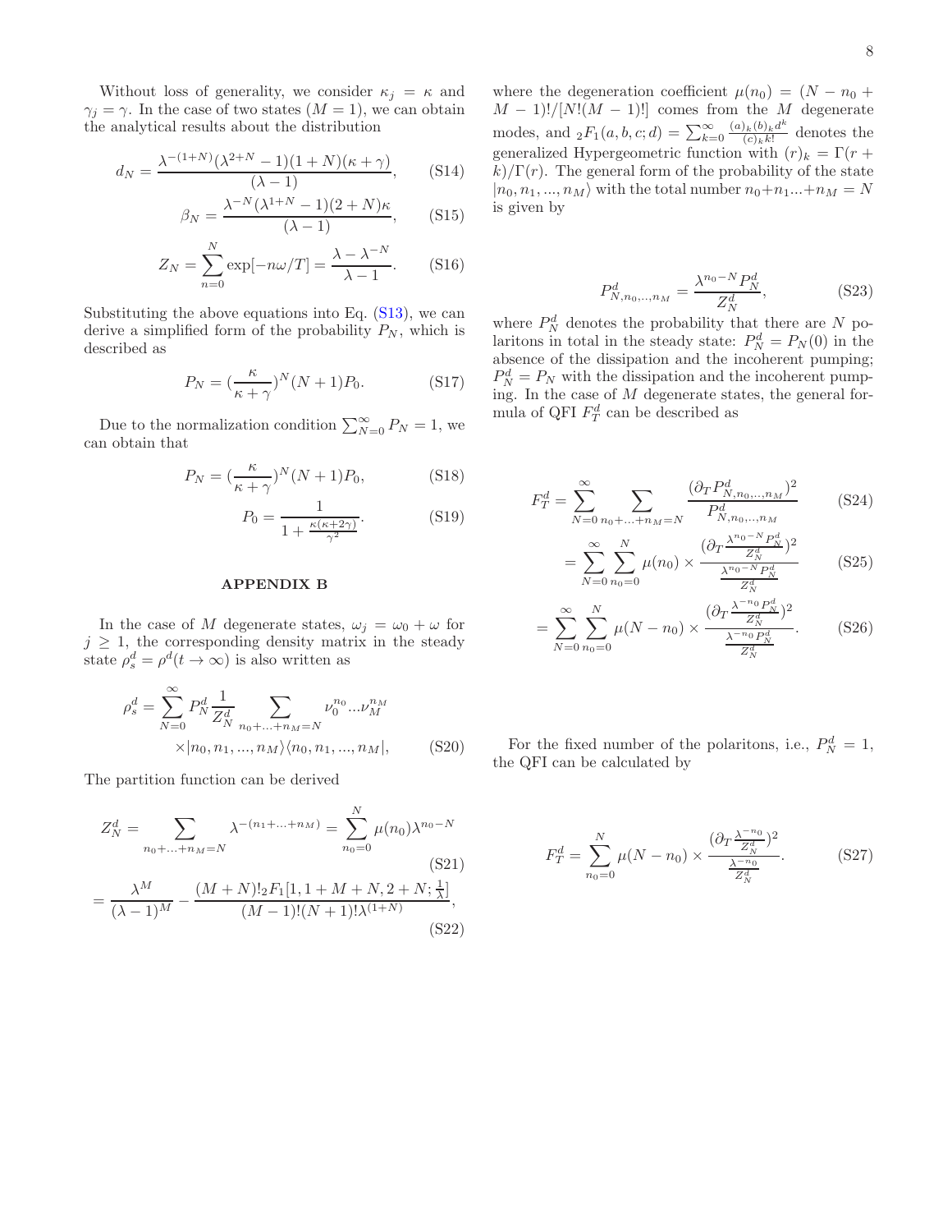Without loss of generality, we consider $\kappa_j = \kappa$ and $\gamma_j = \gamma$. In the case of two states ($M = 1$), we can obtain the analytical results about the distribution

$$d_N = \frac{\lambda^{-(1+N)}(\lambda^{2+N}-1)(1+N)(\kappa+\gamma)}{(\lambda-1)}, \tag{S14}$$

$$\beta_N = \frac{\lambda^{-N}(\lambda^{1+N}-1)(2+N)\kappa}{(\lambda-1)}, \tag{S15}$$

$$Z_N = \sum_{n=0}^{N} \exp[-n\omega/T] = \frac{\lambda-\lambda^{-N}}{\lambda-1}. \tag{S16}$$

Substituting the above equations into Eq. (S13), we can derive a simplified form of the probability $P_N$, which is described as

$$P_N = (\frac{\kappa}{\kappa+\gamma})^N (N+1) P_0. \tag{S17}$$

Due to the normalization condition $\sum_{N=0}^{\infty} P_N = 1$, we can obtain that

$$P_N = (\frac{\kappa}{\kappa+\gamma})^N (N+1) P_0, \tag{S18}$$

$$P_0 = \frac{1}{1+\frac{\kappa(\kappa+2\gamma)}{\gamma^2}}. \tag{S19}$$

## APPENDIX B

In the case of $M$ degenerate states, $\omega_j = \omega_0 + \omega$ for $j \geq 1$, the corresponding density matrix in the steady state $\rho_s^d = \rho^d(t \to \infty)$ is also written as

$$\rho_s^d = \sum_{N=0}^{\infty} P_N^d \frac{1}{Z_N^d} \sum_{n_0+...+n_M=N} \nu_0^{n_0}...\nu_M^{n_M} \times |n_0, n_1, ..., n_M\rangle\langle n_0, n_1, ..., n_M|, \tag{S20}$$

The partition function can be derived

$$Z_N^d = \sum_{n_0+...+n_M=N} \lambda^{-(n_1+...+n_M)} = \sum_{n_0=0}^{N} \mu(n_0)\lambda^{n_0-N} \tag{S21}$$

$$= \frac{\lambda^M}{(\lambda-1)^M} - \frac{(M+N)!\,{}_2F_1[1, 1+M+N, 2+N; \frac{1}{\lambda}]}{(M-1)!(N+1)!\lambda^{(1+N)}}, \tag{S22}$$

where the degeneration coefficient $\mu(n_0) = (N - n_0 + M - 1)!/[N!(M-1)!]$ comes from the $M$ degenerate modes, and ${}_2F_1(a, b, c; d) = \sum_{k=0}^{\infty} \frac{(a)_k (b)_k d^k}{(c)_k k!}$ denotes the generalized Hypergeometric function with $(r)_k = \Gamma(r+k)/\Gamma(r)$. The general form of the probability of the state $|n_0, n_1, ..., n_M\rangle$ with the total number $n_0+n_1...+n_M = N$ is given by

$$P_{N,n_0,..,n_M}^d = \frac{\lambda^{n_0-N} P_N^d}{Z_N^d}, \tag{S23}$$

where $P_N^d$ denotes the probability that there are $N$ polaritons in total in the steady state: $P_N^d = P_N(0)$ in the absence of the dissipation and the incoherent pumping; $P_N^d = P_N$ with the dissipation and the incoherent pumping. In the case of $M$ degenerate states, the general formula of QFI $F_T^d$ can be described as

$$F_T^d = \sum_{N=0}^{\infty} \sum_{n_0+...+n_M=N} \frac{(\partial_T P_{N,n_0,..,n_M}^d)^2}{P_{N,n_0,..,n_M}^d} \tag{S24}$$

$$= \sum_{N=0}^{\infty} \sum_{n_0=0}^{N} \mu(n_0) \times \frac{(\partial_T \frac{\lambda^{n_0-N} P_N^d}{Z_N^d})^2}{\frac{\lambda^{n_0-N} P_N^d}{Z_N^d}} \tag{S25}$$

$$= \sum_{N=0}^{\infty} \sum_{n_0=0}^{N} \mu(N-n_0) \times \frac{(\partial_T \frac{\lambda^{-n_0} P_N^d}{Z_N^d})^2}{\frac{\lambda^{-n_0} P_N^d}{Z_N^d}}. \tag{S26}$$

For the fixed number of the polaritons, i.e., $P_N^d = 1$, the QFI can be calculated by

$$F_T^d = \sum_{n_0=0}^{N} \mu(N-n_0) \times \frac{(\partial_T \frac{\lambda^{-n_0}}{Z_N^d})^2}{\frac{\lambda^{-n_0}}{Z_N^d}}. \tag{S27}$$